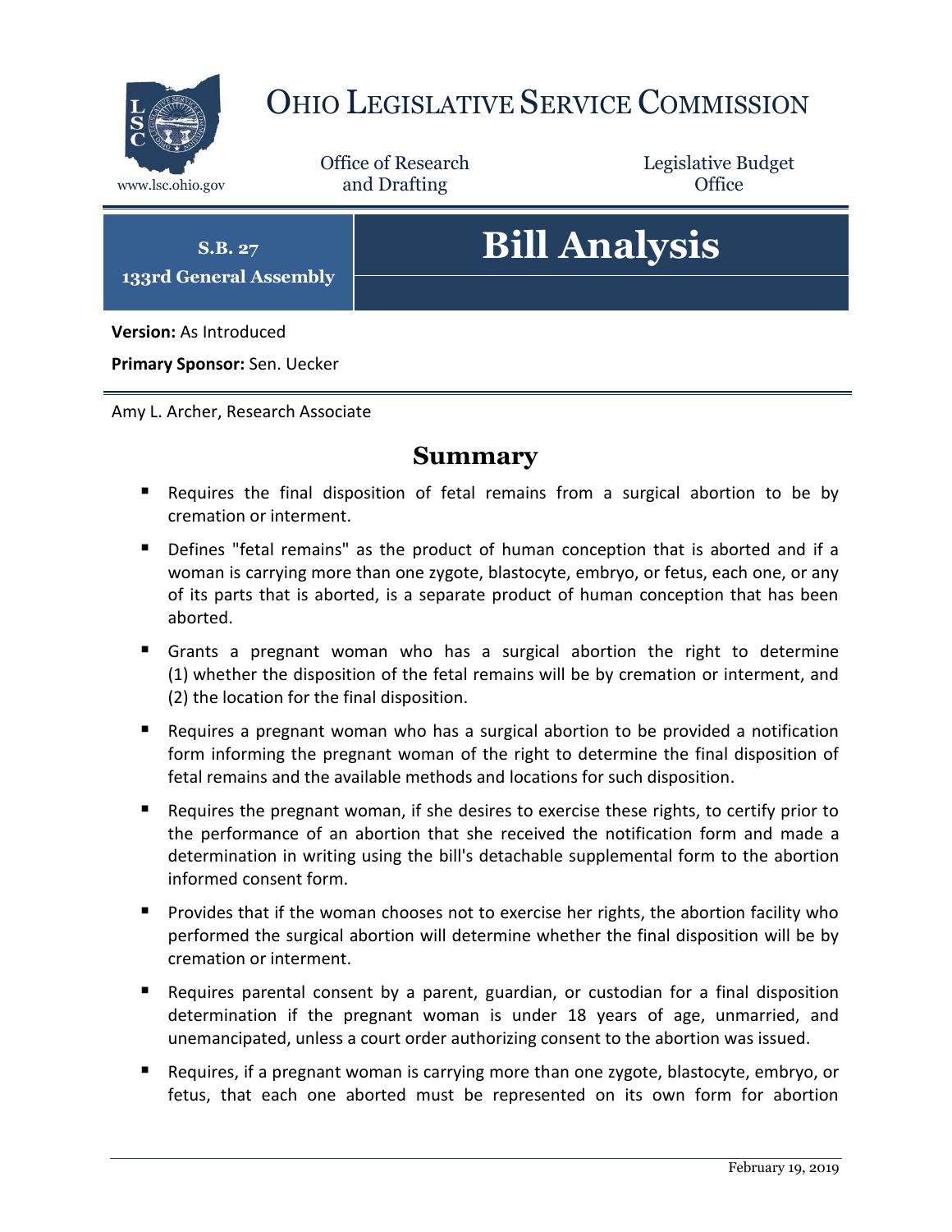# Ohio Legislative Service Commission

www.lsc.ohio.gov

Office of Research and Drafting

Legislative Budget Office

**S.B. 27**

**133rd General Assembly**

# Bill Analysis

**Version:** As Introduced

**Primary Sponsor:** Sen. Uecker

Amy L. Archer, Research Associate

## Summary

- Requires the final disposition of fetal remains from a surgical abortion to be by cremation or interment.
- Defines "fetal remains" as the product of human conception that is aborted and if a woman is carrying more than one zygote, blastocyte, embryo, or fetus, each one, or any of its parts that is aborted, is a separate product of human conception that has been aborted.
- Grants a pregnant woman who has a surgical abortion the right to determine (1) whether the disposition of the fetal remains will be by cremation or interment, and (2) the location for the final disposition.
- Requires a pregnant woman who has a surgical abortion to be provided a notification form informing the pregnant woman of the right to determine the final disposition of fetal remains and the available methods and locations for such disposition.
- Requires the pregnant woman, if she desires to exercise these rights, to certify prior to the performance of an abortion that she received the notification form and made a determination in writing using the bill's detachable supplemental form to the abortion informed consent form.
- Provides that if the woman chooses not to exercise her rights, the abortion facility who performed the surgical abortion will determine whether the final disposition will be by cremation or interment.
- Requires parental consent by a parent, guardian, or custodian for a final disposition determination if the pregnant woman is under 18 years of age, unmarried, and unemancipated, unless a court order authorizing consent to the abortion was issued.
- Requires, if a pregnant woman is carrying more than one zygote, blastocyte, embryo, or fetus, that each one aborted must be represented on its own form for abortion

February 19, 2019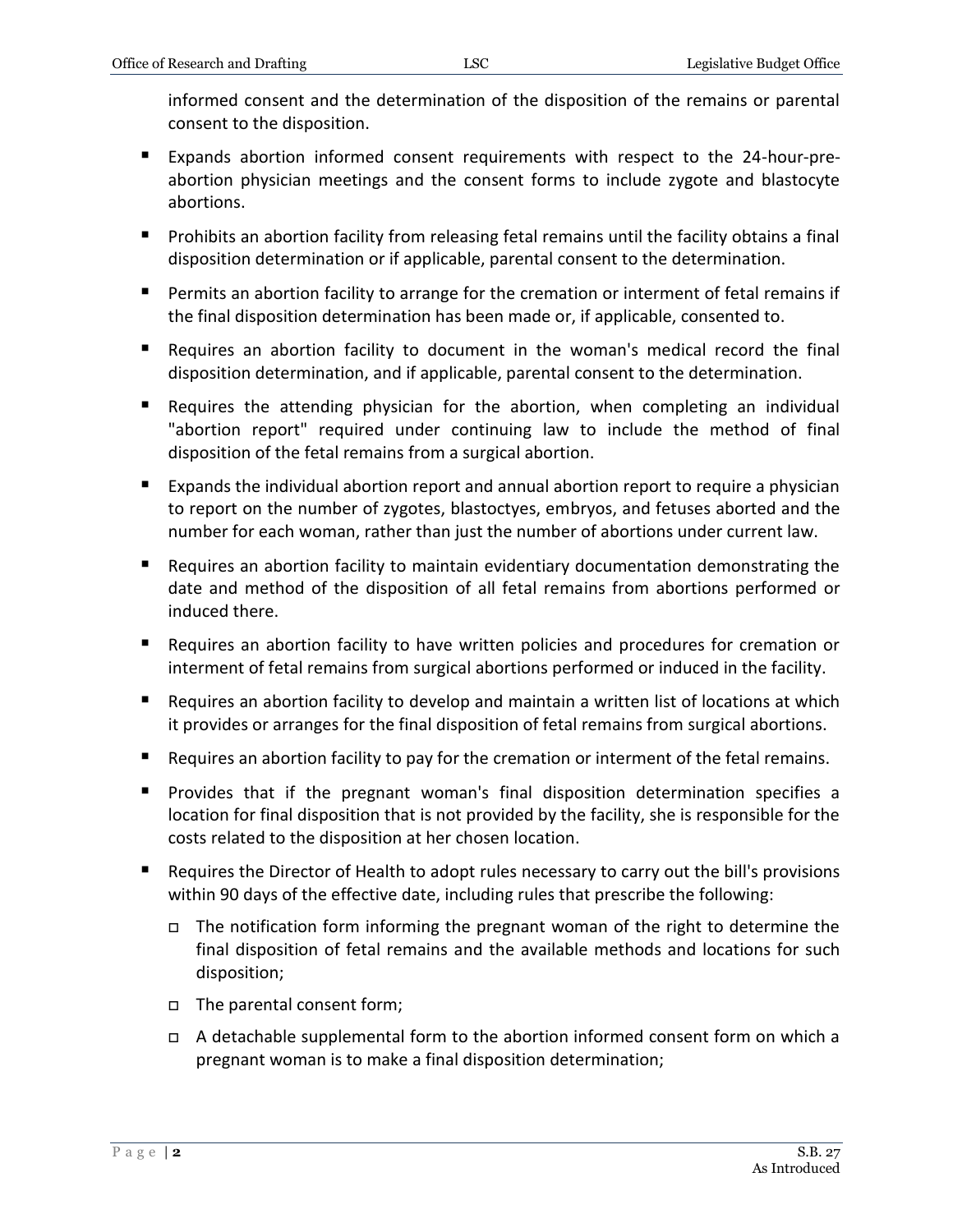informed consent and the determination of the disposition of the remains or parental consent to the disposition.

- Expands abortion informed consent requirements with respect to the 24-hour-pre-abortion physician meetings and the consent forms to include zygote and blastocyte abortions.
- Prohibits an abortion facility from releasing fetal remains until the facility obtains a final disposition determination or if applicable, parental consent to the determination.
- Permits an abortion facility to arrange for the cremation or interment of fetal remains if the final disposition determination has been made or, if applicable, consented to.
- Requires an abortion facility to document in the woman's medical record the final disposition determination, and if applicable, parental consent to the determination.
- Requires the attending physician for the abortion, when completing an individual "abortion report" required under continuing law to include the method of final disposition of the fetal remains from a surgical abortion.
- Expands the individual abortion report and annual abortion report to require a physician to report on the number of zygotes, blastoctyes, embryos, and fetuses aborted and the number for each woman, rather than just the number of abortions under current law.
- Requires an abortion facility to maintain evidentiary documentation demonstrating the date and method of the disposition of all fetal remains from abortions performed or induced there.
- Requires an abortion facility to have written policies and procedures for cremation or interment of fetal remains from surgical abortions performed or induced in the facility.
- Requires an abortion facility to develop and maintain a written list of locations at which it provides or arranges for the final disposition of fetal remains from surgical abortions.
- Requires an abortion facility to pay for the cremation or interment of the fetal remains.
- Provides that if the pregnant woman's final disposition determination specifies a location for final disposition that is not provided by the facility, she is responsible for the costs related to the disposition at her chosen location.
- Requires the Director of Health to adopt rules necessary to carry out the bill's provisions within 90 days of the effective date, including rules that prescribe the following:
  - The notification form informing the pregnant woman of the right to determine the final disposition of fetal remains and the available methods and locations for such disposition;
  - The parental consent form;
  - A detachable supplemental form to the abortion informed consent form on which a pregnant woman is to make a final disposition determination;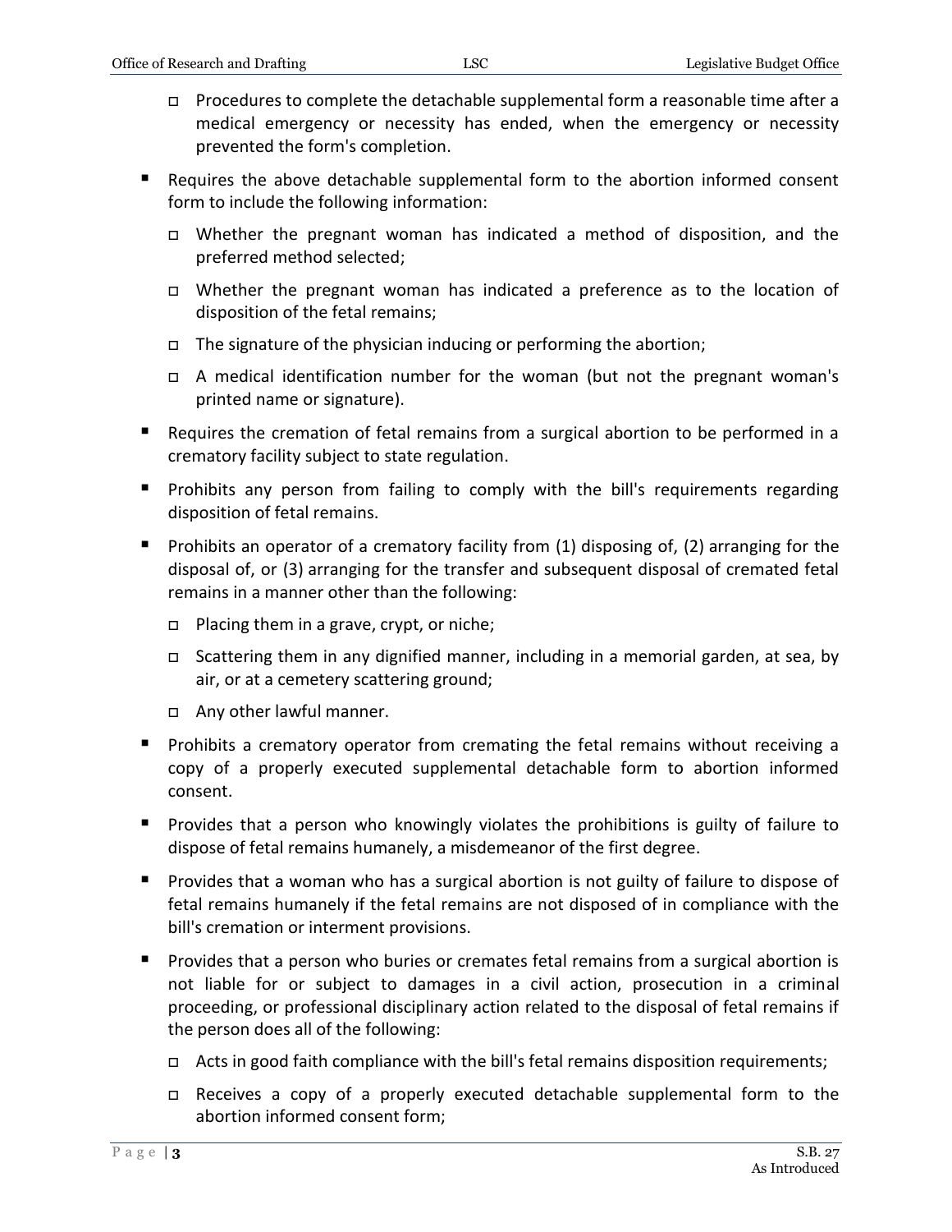- Procedures to complete the detachable supplemental form a reasonable time after a medical emergency or necessity has ended, when the emergency or necessity prevented the form's completion.

- Requires the above detachable supplemental form to the abortion informed consent form to include the following information:
  - Whether the pregnant woman has indicated a method of disposition, and the preferred method selected;
  - Whether the pregnant woman has indicated a preference as to the location of disposition of the fetal remains;
  - The signature of the physician inducing or performing the abortion;
  - A medical identification number for the woman (but not the pregnant woman's printed name or signature).
- Requires the cremation of fetal remains from a surgical abortion to be performed in a crematory facility subject to state regulation.
- Prohibits any person from failing to comply with the bill's requirements regarding disposition of fetal remains.
- Prohibits an operator of a crematory facility from (1) disposing of, (2) arranging for the disposal of, or (3) arranging for the transfer and subsequent disposal of cremated fetal remains in a manner other than the following:
  - Placing them in a grave, crypt, or niche;
  - Scattering them in any dignified manner, including in a memorial garden, at sea, by air, or at a cemetery scattering ground;
  - Any other lawful manner.
- Prohibits a crematory operator from cremating the fetal remains without receiving a copy of a properly executed supplemental detachable form to abortion informed consent.
- Provides that a person who knowingly violates the prohibitions is guilty of failure to dispose of fetal remains humanely, a misdemeanor of the first degree.
- Provides that a woman who has a surgical abortion is not guilty of failure to dispose of fetal remains humanely if the fetal remains are not disposed of in compliance with the bill's cremation or interment provisions.
- Provides that a person who buries or cremates fetal remains from a surgical abortion is not liable for or subject to damages in a civil action, prosecution in a criminal proceeding, or professional disciplinary action related to the disposal of fetal remains if the person does all of the following:
  - Acts in good faith compliance with the bill's fetal remains disposition requirements;
  - Receives a copy of a properly executed detachable supplemental form to the abortion informed consent form;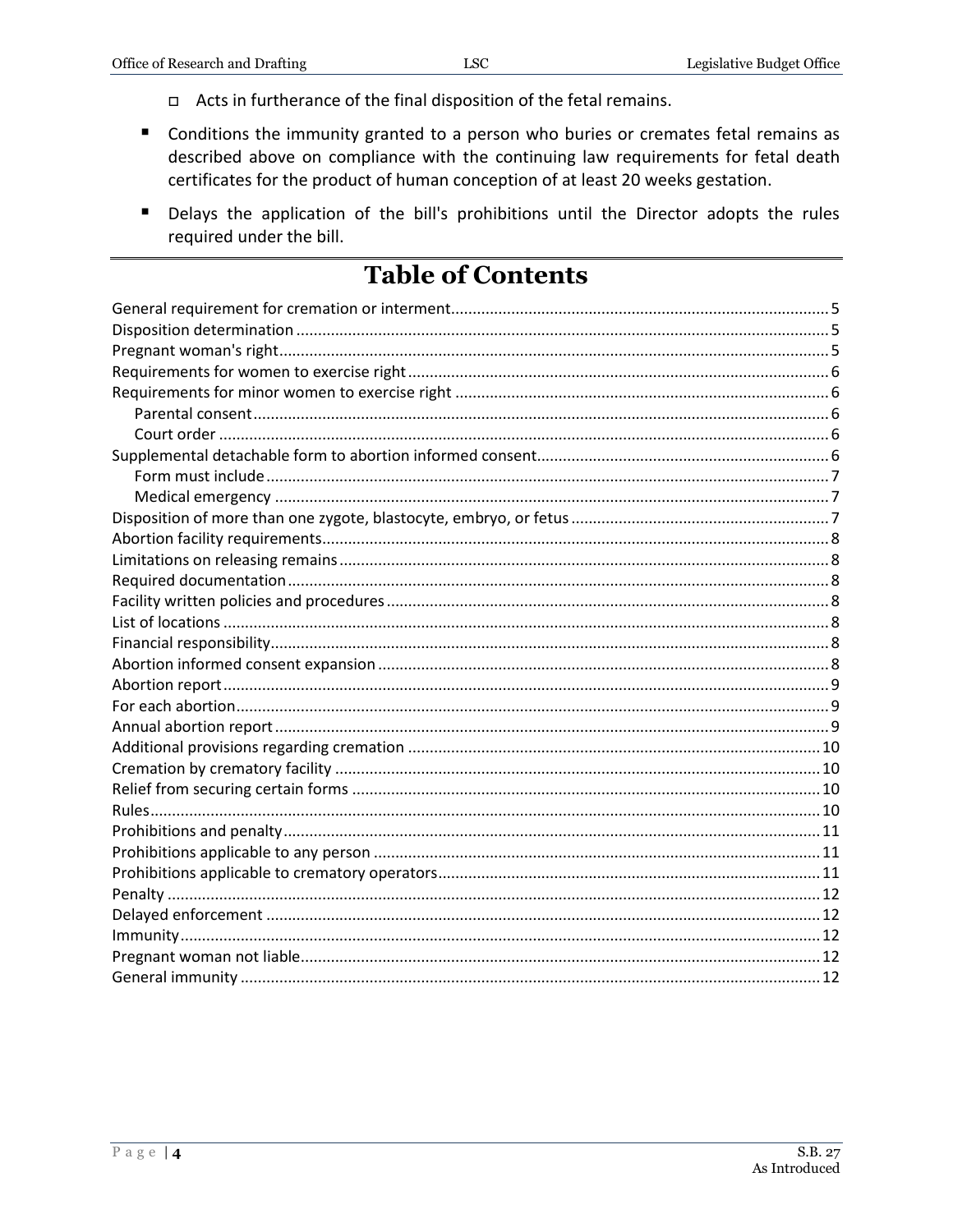- Acts in furtherance of the final disposition of the fetal remains.

- Conditions the immunity granted to a person who buries or cremates fetal remains as described above on compliance with the continuing law requirements for fetal death certificates for the product of human conception of at least 20 weeks gestation.

- Delays the application of the bill's prohibitions until the Director adopts the rules required under the bill.

# Table of Contents

General requirement for cremation or interment ....................................... 5
Disposition determination ....................................... 5
Pregnant woman's right ....................................... 5
Requirements for women to exercise right ....................................... 6
Requirements for minor women to exercise right ....................................... 6
  Parental consent ....................................... 6
  Court order ....................................... 6
Supplemental detachable form to abortion informed consent ....................................... 6
  Form must include ....................................... 7
  Medical emergency ....................................... 7
Disposition of more than one zygote, blastocyte, embryo, or fetus ....................................... 7
Abortion facility requirements ....................................... 8
Limitations on releasing remains ....................................... 8
Required documentation ....................................... 8
Facility written policies and procedures ....................................... 8
List of locations ....................................... 8
Financial responsibility ....................................... 8
Abortion informed consent expansion ....................................... 8
Abortion report ....................................... 9
For each abortion ....................................... 9
Annual abortion report ....................................... 9
Additional provisions regarding cremation ....................................... 10
Cremation by crematory facility ....................................... 10
Relief from securing certain forms ....................................... 10
Rules ....................................... 10
Prohibitions and penalty ....................................... 11
Prohibitions applicable to any person ....................................... 11
Prohibitions applicable to crematory operators ....................................... 11
Penalty ....................................... 12
Delayed enforcement ....................................... 12
Immunity ....................................... 12
Pregnant woman not liable ....................................... 12
General immunity ....................................... 12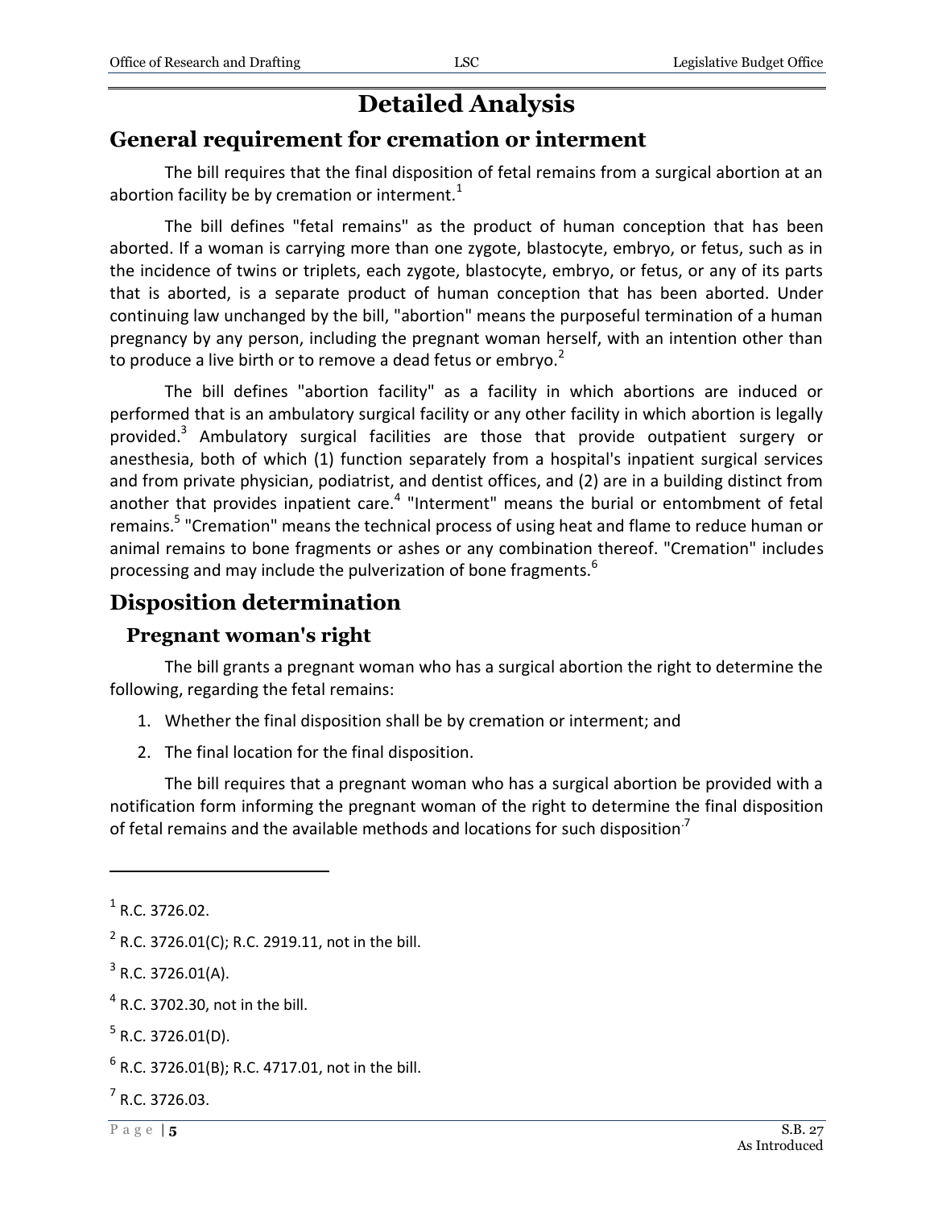# Detailed Analysis

## General requirement for cremation or interment

The bill requires that the final disposition of fetal remains from a surgical abortion at an abortion facility be by cremation or interment.[1]

The bill defines "fetal remains" as the product of human conception that has been aborted. If a woman is carrying more than one zygote, blastocyte, embryo, or fetus, such as in the incidence of twins or triplets, each zygote, blastocyte, embryo, or fetus, or any of its parts that is aborted, is a separate product of human conception that has been aborted. Under continuing law unchanged by the bill, "abortion" means the purposeful termination of a human pregnancy by any person, including the pregnant woman herself, with an intention other than to produce a live birth or to remove a dead fetus or embryo.[2]

The bill defines "abortion facility" as a facility in which abortions are induced or performed that is an ambulatory surgical facility or any other facility in which abortion is legally provided.[3] Ambulatory surgical facilities are those that provide outpatient surgery or anesthesia, both of which (1) function separately from a hospital's inpatient surgical services and from private physician, podiatrist, and dentist offices, and (2) are in a building distinct from another that provides inpatient care.[4] "Interment" means the burial or entombment of fetal remains.[5] "Cremation" means the technical process of using heat and flame to reduce human or animal remains to bone fragments or ashes or any combination thereof. "Cremation" includes processing and may include the pulverization of bone fragments.[6]

## Disposition determination

### Pregnant woman's right

The bill grants a pregnant woman who has a surgical abortion the right to determine the following, regarding the fetal remains:

1. Whether the final disposition shall be by cremation or interment; and
2. The final location for the final disposition.

The bill requires that a pregnant woman who has a surgical abortion be provided with a notification form informing the pregnant woman of the right to determine the final disposition of fetal remains and the available methods and locations for such disposition.[7]

---

[1] R.C. 3726.02.

[2] R.C. 3726.01(C); R.C. 2919.11, not in the bill.

[3] R.C. 3726.01(A).

[4] R.C. 3702.30, not in the bill.

[5] R.C. 3726.01(D).

[6] R.C. 3726.01(B); R.C. 4717.01, not in the bill.

[7] R.C. 3726.03.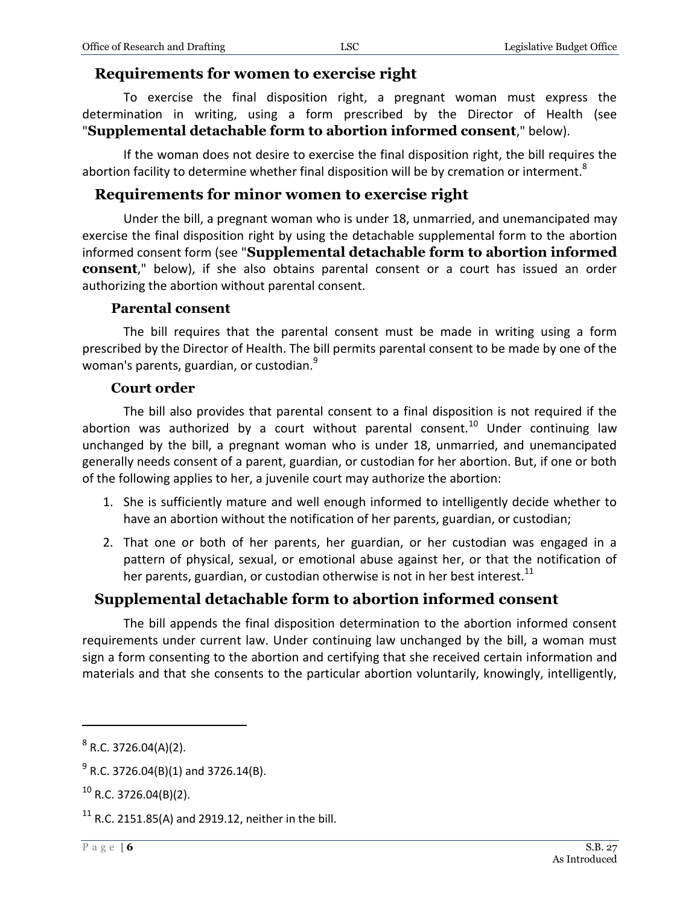## Requirements for women to exercise right

To exercise the final disposition right, a pregnant woman must express the determination in writing, using a form prescribed by the Director of Health (see "**Supplemental detachable form to abortion informed consent**," below).

If the woman does not desire to exercise the final disposition right, the bill requires the abortion facility to determine whether final disposition will be by cremation or interment.[8]

## Requirements for minor women to exercise right

Under the bill, a pregnant woman who is under 18, unmarried, and unemancipated may exercise the final disposition right by using the detachable supplemental form to the abortion informed consent form (see "**Supplemental detachable form to abortion informed consent**," below), if she also obtains parental consent or a court has issued an order authorizing the abortion without parental consent.

### Parental consent

The bill requires that the parental consent must be made in writing using a form prescribed by the Director of Health. The bill permits parental consent to be made by one of the woman's parents, guardian, or custodian.[9]

### Court order

The bill also provides that parental consent to a final disposition is not required if the abortion was authorized by a court without parental consent.[10] Under continuing law unchanged by the bill, a pregnant woman who is under 18, unmarried, and unemancipated generally needs consent of a parent, guardian, or custodian for her abortion. But, if one or both of the following applies to her, a juvenile court may authorize the abortion:

1. She is sufficiently mature and well enough informed to intelligently decide whether to have an abortion without the notification of her parents, guardian, or custodian;
2. That one or both of her parents, her guardian, or her custodian was engaged in a pattern of physical, sexual, or emotional abuse against her, or that the notification of her parents, guardian, or custodian otherwise is not in her best interest.[11]

## Supplemental detachable form to abortion informed consent

The bill appends the final disposition determination to the abortion informed consent requirements under current law. Under continuing law unchanged by the bill, a woman must sign a form consenting to the abortion and certifying that she received certain information and materials and that she consents to the particular abortion voluntarily, knowingly, intelligently,

---

[8] R.C. 3726.04(A)(2).

[9] R.C. 3726.04(B)(1) and 3726.14(B).

[10] R.C. 3726.04(B)(2).

[11] R.C. 2151.85(A) and 2919.12, neither in the bill.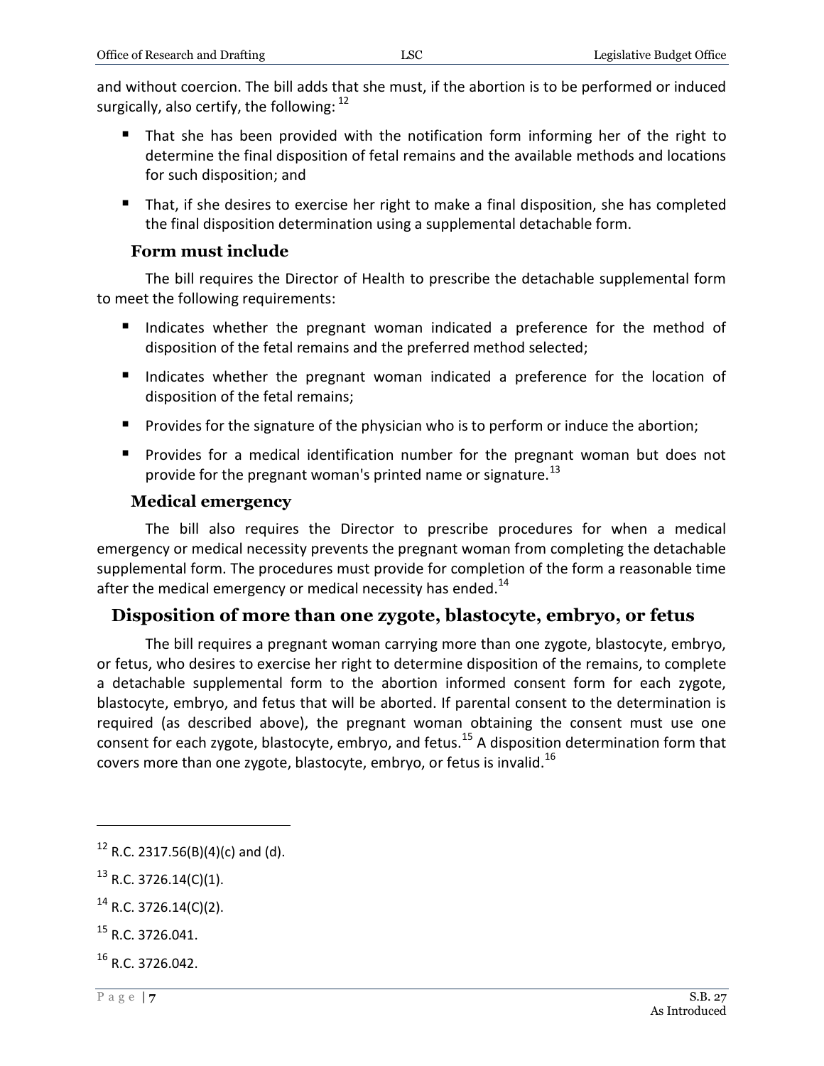and without coercion. The bill adds that she must, if the abortion is to be performed or induced surgically, also certify, the following: [12]

- That she has been provided with the notification form informing her of the right to determine the final disposition of fetal remains and the available methods and locations for such disposition; and
- That, if she desires to exercise her right to make a final disposition, she has completed the final disposition determination using a supplemental detachable form.

### Form must include

The bill requires the Director of Health to prescribe the detachable supplemental form to meet the following requirements:

- Indicates whether the pregnant woman indicated a preference for the method of disposition of the fetal remains and the preferred method selected;
- Indicates whether the pregnant woman indicated a preference for the location of disposition of the fetal remains;
- Provides for the signature of the physician who is to perform or induce the abortion;
- Provides for a medical identification number for the pregnant woman but does not provide for the pregnant woman's printed name or signature.[13]

### Medical emergency

The bill also requires the Director to prescribe procedures for when a medical emergency or medical necessity prevents the pregnant woman from completing the detachable supplemental form. The procedures must provide for completion of the form a reasonable time after the medical emergency or medical necessity has ended.[14]

## Disposition of more than one zygote, blastocyte, embryo, or fetus

The bill requires a pregnant woman carrying more than one zygote, blastocyte, embryo, or fetus, who desires to exercise her right to determine disposition of the remains, to complete a detachable supplemental form to the abortion informed consent form for each zygote, blastocyte, embryo, and fetus that will be aborted. If parental consent to the determination is required (as described above), the pregnant woman obtaining the consent must use one consent for each zygote, blastocyte, embryo, and fetus.[15] A disposition determination form that covers more than one zygote, blastocyte, embryo, or fetus is invalid.[16]

---

[12] R.C. 2317.56(B)(4)(c) and (d).

[13] R.C. 3726.14(C)(1).

[14] R.C. 3726.14(C)(2).

[15] R.C. 3726.041.

[16] R.C. 3726.042.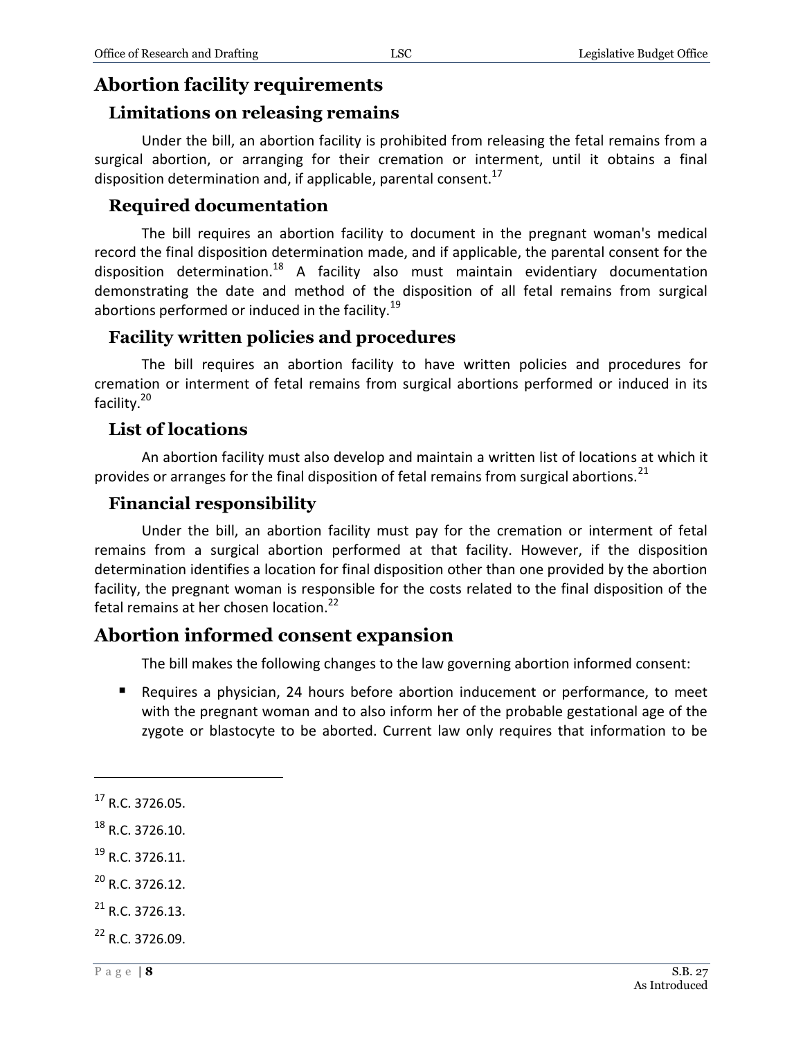## Abortion facility requirements

### Limitations on releasing remains

Under the bill, an abortion facility is prohibited from releasing the fetal remains from a surgical abortion, or arranging for their cremation or interment, until it obtains a final disposition determination and, if applicable, parental consent.[17]

### Required documentation

The bill requires an abortion facility to document in the pregnant woman's medical record the final disposition determination made, and if applicable, the parental consent for the disposition determination.[18] A facility also must maintain evidentiary documentation demonstrating the date and method of the disposition of all fetal remains from surgical abortions performed or induced in the facility.[19]

### Facility written policies and procedures

The bill requires an abortion facility to have written policies and procedures for cremation or interment of fetal remains from surgical abortions performed or induced in its facility.[20]

### List of locations

An abortion facility must also develop and maintain a written list of locations at which it provides or arranges for the final disposition of fetal remains from surgical abortions.[21]

### Financial responsibility

Under the bill, an abortion facility must pay for the cremation or interment of fetal remains from a surgical abortion performed at that facility. However, if the disposition determination identifies a location for final disposition other than one provided by the abortion facility, the pregnant woman is responsible for the costs related to the final disposition of the fetal remains at her chosen location.[22]

## Abortion informed consent expansion

The bill makes the following changes to the law governing abortion informed consent:

- Requires a physician, 24 hours before abortion inducement or performance, to meet with the pregnant woman and to also inform her of the probable gestational age of the zygote or blastocyte to be aborted. Current law only requires that information to be

---

[17] R.C. 3726.05.

[18] R.C. 3726.10.

[19] R.C. 3726.11.

[20] R.C. 3726.12.

[21] R.C. 3726.13.

[22] R.C. 3726.09.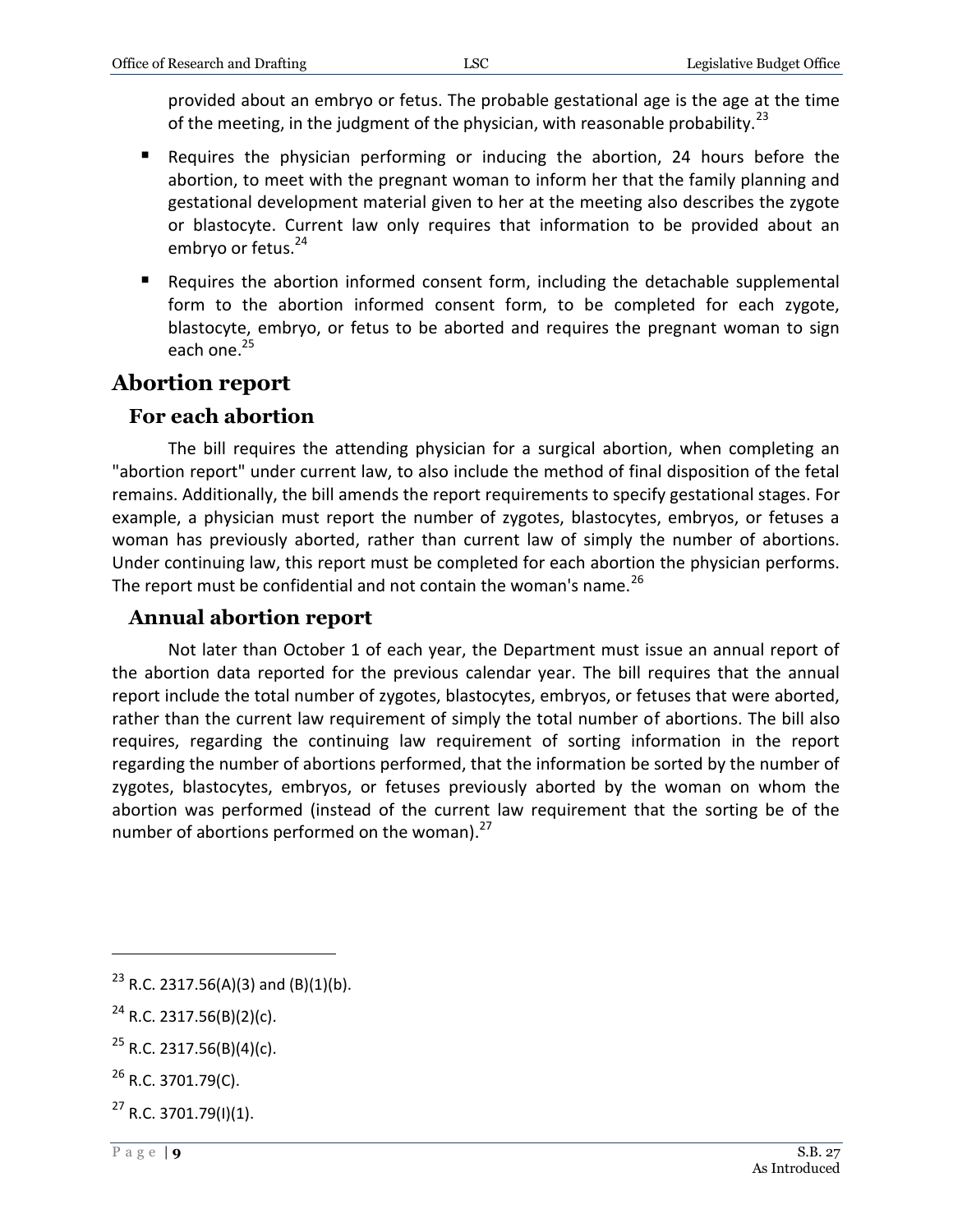provided about an embryo or fetus. The probable gestational age is the age at the time of the meeting, in the judgment of the physician, with reasonable probability.[23]

- Requires the physician performing or inducing the abortion, 24 hours before the abortion, to meet with the pregnant woman to inform her that the family planning and gestational development material given to her at the meeting also describes the zygote or blastocyte. Current law only requires that information to be provided about an embryo or fetus.[24]
- Requires the abortion informed consent form, including the detachable supplemental form to the abortion informed consent form, to be completed for each zygote, blastocyte, embryo, or fetus to be aborted and requires the pregnant woman to sign each one.[25]

## Abortion report

### For each abortion

The bill requires the attending physician for a surgical abortion, when completing an "abortion report" under current law, to also include the method of final disposition of the fetal remains. Additionally, the bill amends the report requirements to specify gestational stages. For example, a physician must report the number of zygotes, blastocytes, embryos, or fetuses a woman has previously aborted, rather than current law of simply the number of abortions. Under continuing law, this report must be completed for each abortion the physician performs. The report must be confidential and not contain the woman's name.[26]

### Annual abortion report

Not later than October 1 of each year, the Department must issue an annual report of the abortion data reported for the previous calendar year. The bill requires that the annual report include the total number of zygotes, blastocytes, embryos, or fetuses that were aborted, rather than the current law requirement of simply the total number of abortions. The bill also requires, regarding the continuing law requirement of sorting information in the report regarding the number of abortions performed, that the information be sorted by the number of zygotes, blastocytes, embryos, or fetuses previously aborted by the woman on whom the abortion was performed (instead of the current law requirement that the sorting be of the number of abortions performed on the woman).[27]

---

[23] R.C. 2317.56(A)(3) and (B)(1)(b).

[24] R.C. 2317.56(B)(2)(c).

[25] R.C. 2317.56(B)(4)(c).

[26] R.C. 3701.79(C).

[27] R.C. 3701.79(I)(1).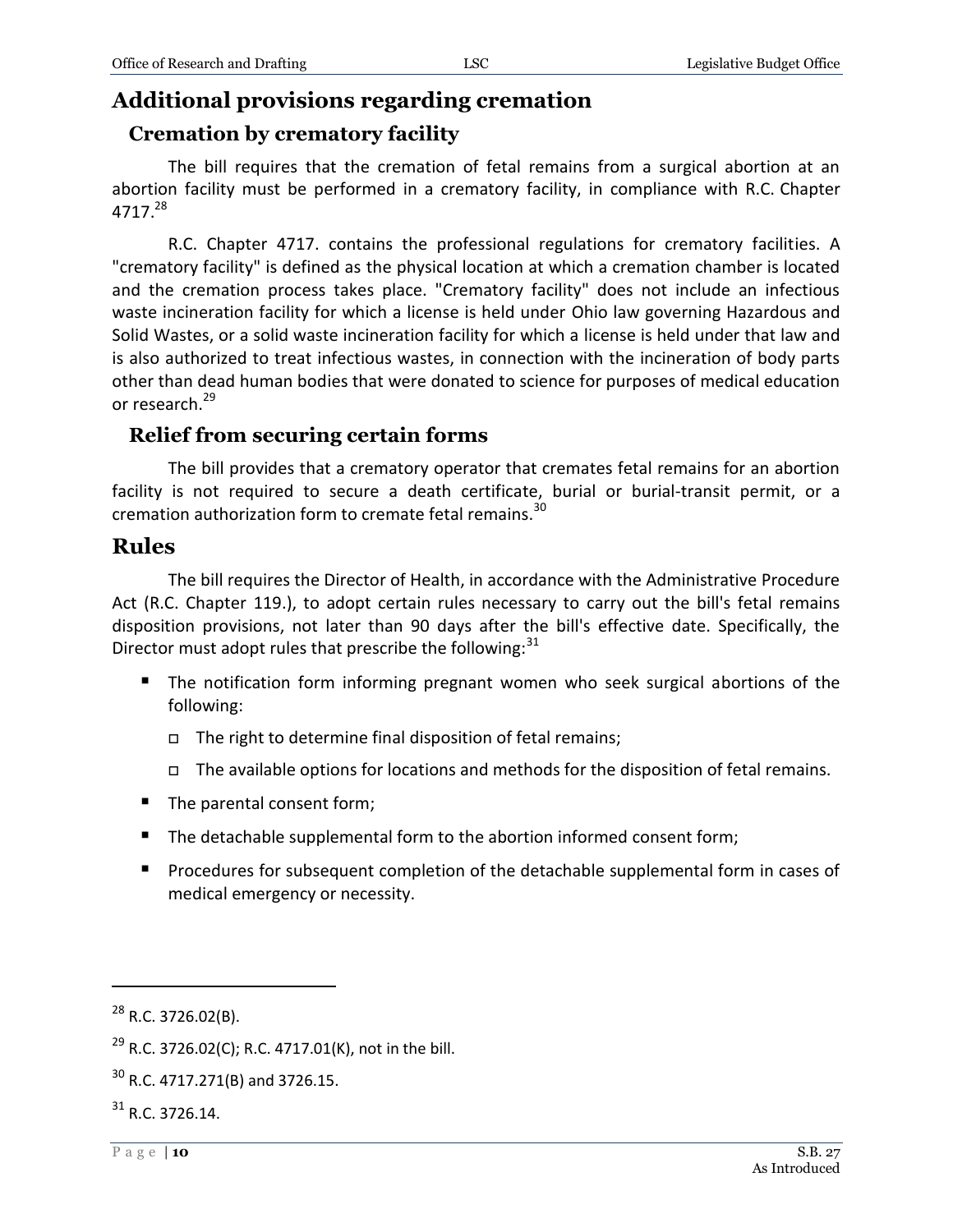## Additional provisions regarding cremation

### Cremation by crematory facility

The bill requires that the cremation of fetal remains from a surgical abortion at an abortion facility must be performed in a crematory facility, in compliance with R.C. Chapter 4717.[28]

R.C. Chapter 4717. contains the professional regulations for crematory facilities. A "crematory facility" is defined as the physical location at which a cremation chamber is located and the cremation process takes place. "Crematory facility" does not include an infectious waste incineration facility for which a license is held under Ohio law governing Hazardous and Solid Wastes, or a solid waste incineration facility for which a license is held under that law and is also authorized to treat infectious wastes, in connection with the incineration of body parts other than dead human bodies that were donated to science for purposes of medical education or research.[29]

### Relief from securing certain forms

The bill provides that a crematory operator that cremates fetal remains for an abortion facility is not required to secure a death certificate, burial or burial-transit permit, or a cremation authorization form to cremate fetal remains.[30]

## Rules

The bill requires the Director of Health, in accordance with the Administrative Procedure Act (R.C. Chapter 119.), to adopt certain rules necessary to carry out the bill's fetal remains disposition provisions, not later than 90 days after the bill's effective date. Specifically, the Director must adopt rules that prescribe the following:[31]

- The notification form informing pregnant women who seek surgical abortions of the following:
  - The right to determine final disposition of fetal remains;
  - The available options for locations and methods for the disposition of fetal remains.
- The parental consent form;
- The detachable supplemental form to the abortion informed consent form;
- Procedures for subsequent completion of the detachable supplemental form in cases of medical emergency or necessity.

---

[28] R.C. 3726.02(B).

[29] R.C. 3726.02(C); R.C. 4717.01(K), not in the bill.

[30] R.C. 4717.271(B) and 3726.15.

[31] R.C. 3726.14.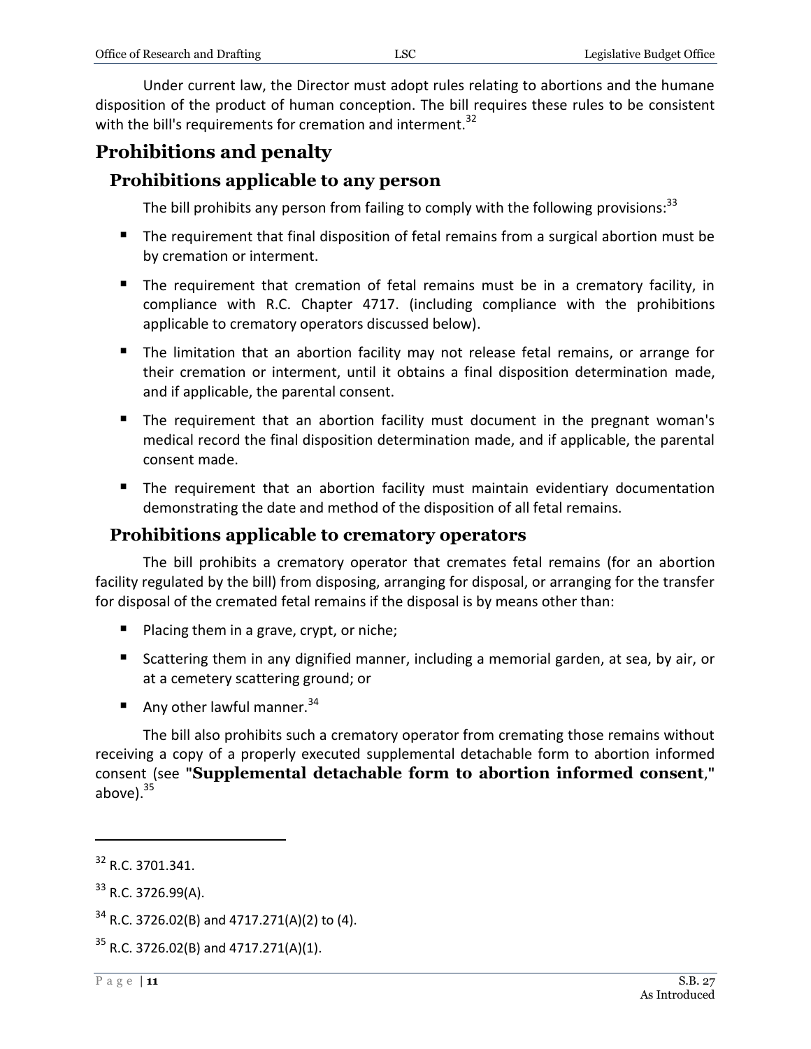Under current law, the Director must adopt rules relating to abortions and the humane disposition of the product of human conception. The bill requires these rules to be consistent with the bill's requirements for cremation and interment.[32]

## Prohibitions and penalty

### Prohibitions applicable to any person

The bill prohibits any person from failing to comply with the following provisions:[33]

- The requirement that final disposition of fetal remains from a surgical abortion must be by cremation or interment.
- The requirement that cremation of fetal remains must be in a crematory facility, in compliance with R.C. Chapter 4717. (including compliance with the prohibitions applicable to crematory operators discussed below).
- The limitation that an abortion facility may not release fetal remains, or arrange for their cremation or interment, until it obtains a final disposition determination made, and if applicable, the parental consent.
- The requirement that an abortion facility must document in the pregnant woman's medical record the final disposition determination made, and if applicable, the parental consent made.
- The requirement that an abortion facility must maintain evidentiary documentation demonstrating the date and method of the disposition of all fetal remains.

### Prohibitions applicable to crematory operators

The bill prohibits a crematory operator that cremates fetal remains (for an abortion facility regulated by the bill) from disposing, arranging for disposal, or arranging for the transfer for disposal of the cremated fetal remains if the disposal is by means other than:

- Placing them in a grave, crypt, or niche;
- Scattering them in any dignified manner, including a memorial garden, at sea, by air, or at a cemetery scattering ground; or
- Any other lawful manner.[34]

The bill also prohibits such a crematory operator from cremating those remains without receiving a copy of a properly executed supplemental detachable form to abortion informed consent (see **"Supplemental detachable form to abortion informed consent**," above).[35]

---

[32] R.C. 3701.341.

[33] R.C. 3726.99(A).

[34] R.C. 3726.02(B) and 4717.271(A)(2) to (4).

[35] R.C. 3726.02(B) and 4717.271(A)(1).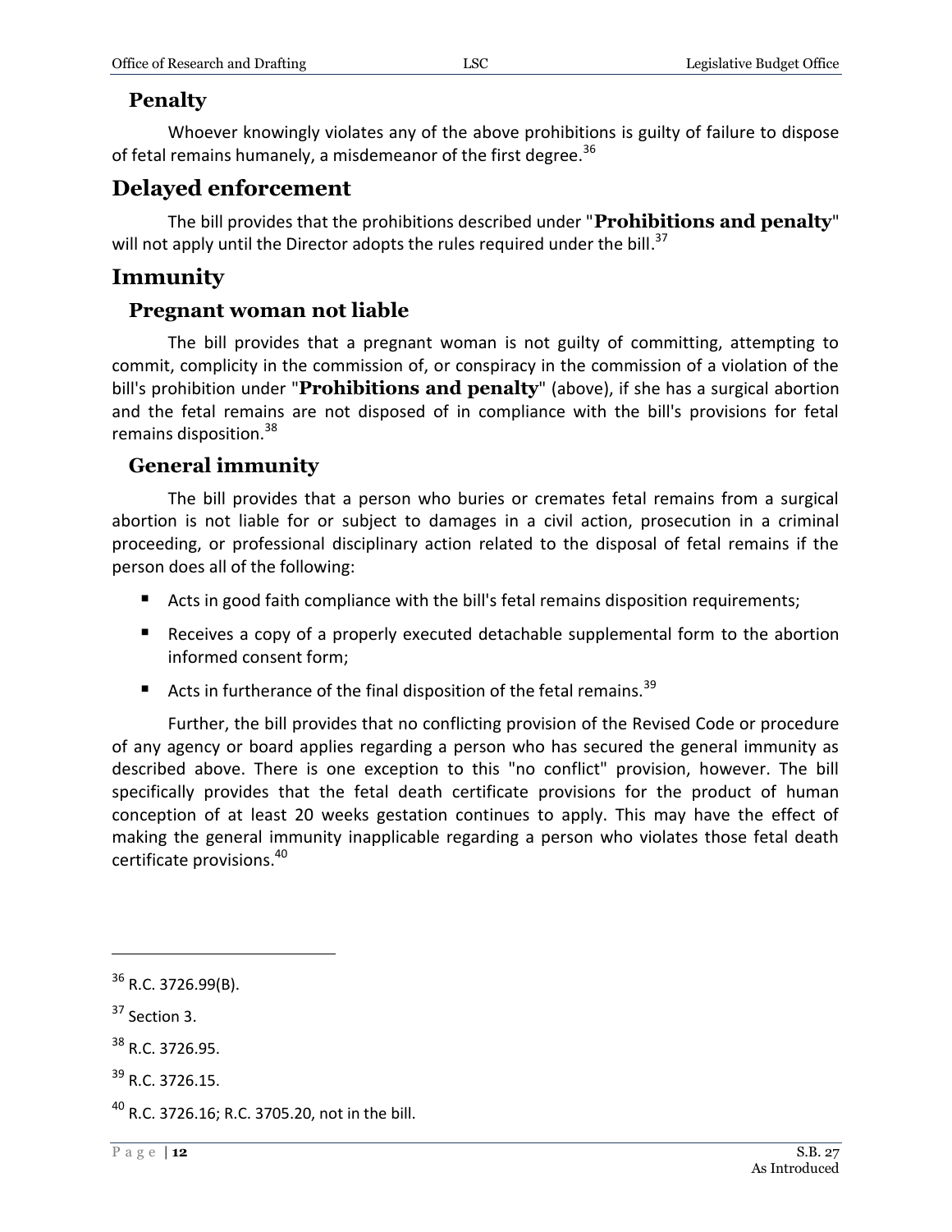### Penalty

Whoever knowingly violates any of the above prohibitions is guilty of failure to dispose of fetal remains humanely, a misdemeanor of the first degree.[36]

## Delayed enforcement

The bill provides that the prohibitions described under "**Prohibitions and penalty**" will not apply until the Director adopts the rules required under the bill.[37]

## Immunity

### Pregnant woman not liable

The bill provides that a pregnant woman is not guilty of committing, attempting to commit, complicity in the commission of, or conspiracy in the commission of a violation of the bill's prohibition under "**Prohibitions and penalty**" (above), if she has a surgical abortion and the fetal remains are not disposed of in compliance with the bill's provisions for fetal remains disposition.[38]

### General immunity

The bill provides that a person who buries or cremates fetal remains from a surgical abortion is not liable for or subject to damages in a civil action, prosecution in a criminal proceeding, or professional disciplinary action related to the disposal of fetal remains if the person does all of the following:

- Acts in good faith compliance with the bill's fetal remains disposition requirements;
- Receives a copy of a properly executed detachable supplemental form to the abortion informed consent form;
- Acts in furtherance of the final disposition of the fetal remains.[39]

Further, the bill provides that no conflicting provision of the Revised Code or procedure of any agency or board applies regarding a person who has secured the general immunity as described above. There is one exception to this "no conflict" provision, however. The bill specifically provides that the fetal death certificate provisions for the product of human conception of at least 20 weeks gestation continues to apply. This may have the effect of making the general immunity inapplicable regarding a person who violates those fetal death certificate provisions.[40]

---

[36] R.C. 3726.99(B).

[37] Section 3.

[38] R.C. 3726.95.

[39] R.C. 3726.15.

[40] R.C. 3726.16; R.C. 3705.20, not in the bill.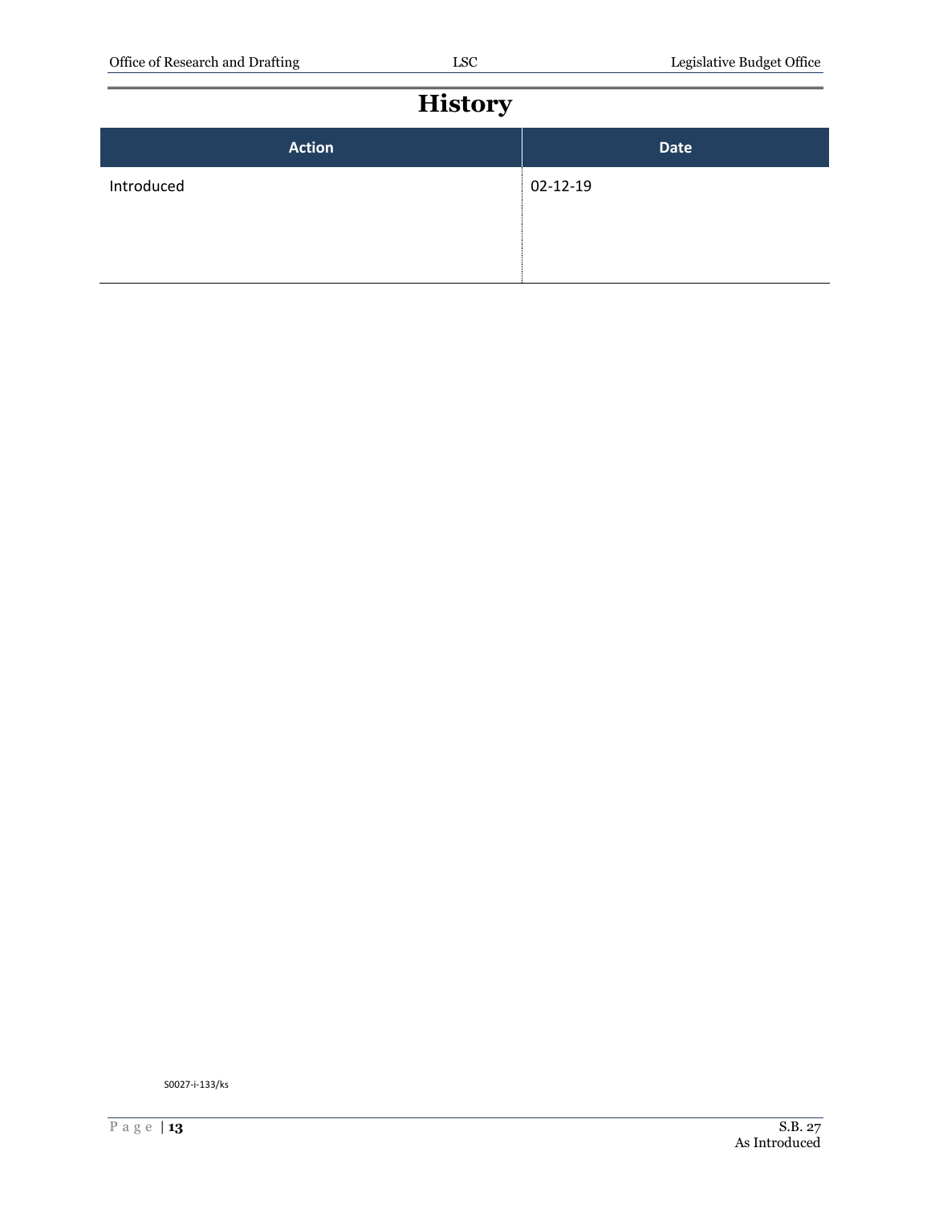# History

| Action | Date |
| --- | --- |
| Introduced | 02-12-19 |

S0027-i-133/ks